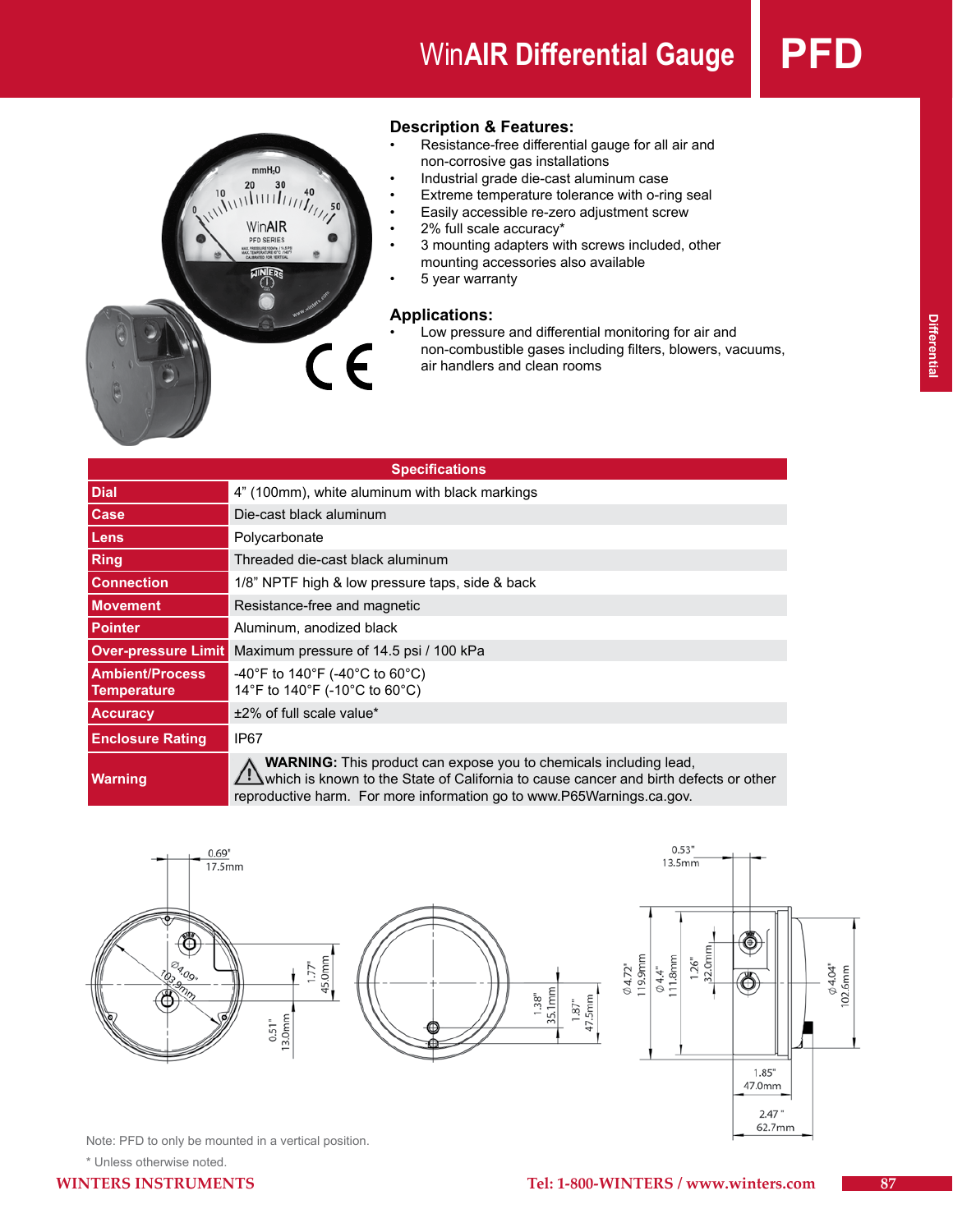# WinAIR Differential Gauge PFD

## Description & Features:

- Resistance-free differential gauge for all air and non-corrosive gas installations
- Industrial grade die-cast aluminum case
- Extreme temperature tolerance with o-ring seal
- Easily accessible re-zero adjustment screw
- 2% full scale accuracy*
- 3 mounting adapters with screws included, other mounting accessories also available
- 5 year warranty

## Applications:

- Low pressure and differential monitoring for air and non-combustible gases including filters, blowers, vacuums, air handlers and clean rooms

| Specifications | |
|---|---|
| **Dial** | 4" (100mm), white aluminum with black markings |
| **Case** | Die-cast black aluminum |
| **Lens** | Polycarbonate |
| **Ring** | Threaded die-cast black aluminum |
| **Connection** | 1/8" NPTF high & low pressure taps, side & back |
| **Movement** | Resistance-free and magnetic |
| **Pointer** | Aluminum, anodized black |
| **Over-pressure Limit** | Maximum pressure of 14.5 psi / 100 kPa |
| **Ambient/Process Temperature** | -40°F to 140°F (-40°C to 60°C)<br>14°F to 140°F (-10°C to 60°C) |
| **Accuracy** | ±2% of full scale value* |
| **Enclosure Rating** | IP67 |
| **Warning** | **WARNING:** This product can expose you to chemicals including lead, which is known to the State of California to cause cancer and birth defects or other reproductive harm. For more information go to www.P65Warnings.ca.gov. |

Note: PFD to only be mounted in a vertical position.

\* Unless otherwise noted.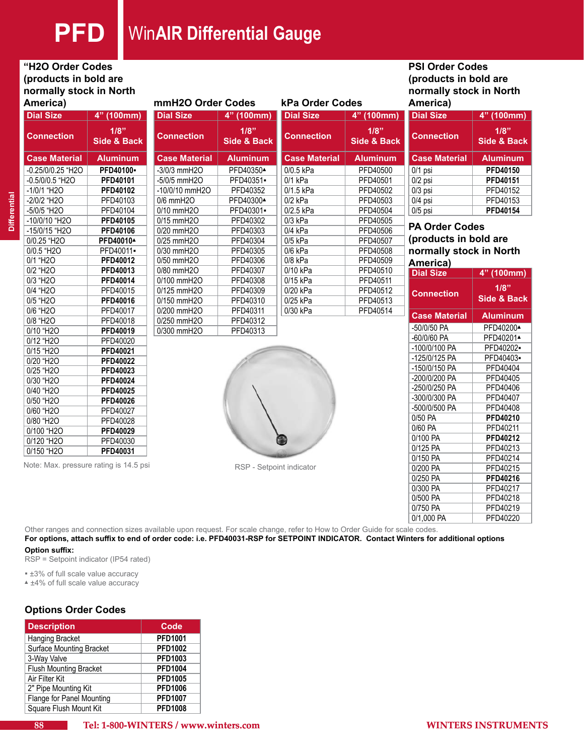# PFD WinAIR Differential Gauge

## "H2O Order Codes (products in bold are normally stock in North America)

| Dial Size | 4" (100mm) |
|---|---|
| Connection | 1/8" Side & Back |
| Case Material | Aluminum |
| -0.25/0/0.25 "H2O | **PFD40100▪** |
| -0.5/0/0.5 "H2O | **PFD40101** |
| -1/0/1 "H2O | **PFD40102** |
| -2/0/2 "H2O | PFD40103 |
| -5/0/5 "H2O | PFD40104 |
| -10/0/10 "H2O | **PFD40105** |
| -15/0/15 "H2O | **PFD40106** |
| 0/0.25 "H2O | **PFD40010▴** |
| 0/0.5 "H2O | PFD40011▪ |
| 0/1 "H2O | **PFD40012** |
| 0/2 "H2O | **PFD40013** |
| 0/3 "H2O | **PFD40014** |
| 0/4 "H2O | PFD40015 |
| 0/5 "H2O | **PFD40016** |
| 0/6 "H2O | PFD40017 |
| 0/8 "H2O | PFD40018 |
| 0/10 "H2O | **PFD40019** |
| 0/12 "H2O | PFD40020 |
| 0/15 "H2O | **PFD40021** |
| 0/20 "H2O | **PFD40022** |
| 0/25 "H2O | **PFD40023** |
| 0/30 "H2O | **PFD40024** |
| 0/40 "H2O | **PFD40025** |
| 0/50 "H2O | **PFD40026** |
| 0/60 "H2O | PFD40027 |
| 0/80 "H2O | PFD40028 |
| 0/100 "H2O | **PFD40029** |
| 0/120 "H2O | PFD40030 |
| 0/150 "H2O | **PFD40031** |

Note: Max. pressure rating is 14.5 psi

## mmH2O Order Codes

| Dial Size | 4" (100mm) |
|---|---|
| Connection | 1/8" Side & Back |
| Case Material | Aluminum |
| -3/0/3 mmH2O | PFD40350▴ |
| -5/0/5 mmH2O | PFD40351▪ |
| -10/0/10 mmH2O | PFD40352 |
| 0/6 mmH2O | PFD40300▴ |
| 0/10 mmH2O | PFD40301▪ |
| 0/15 mmH2O | PFD40302 |
| 0/20 mmH2O | PFD40303 |
| 0/25 mmH2O | PFD40304 |
| 0/30 mmH2O | PFD40305 |
| 0/50 mmH2O | PFD40306 |
| 0/80 mmH2O | PFD40307 |
| 0/100 mmH2O | PFD40308 |
| 0/125 mmH2O | PFD40309 |
| 0/150 mmH2O | PFD40310 |
| 0/200 mmH2O | PFD40311 |
| 0/250 mmH2O | PFD40312 |
| 0/300 mmH2O | PFD40313 |

## kPa Order Codes

| Dial Size | 4" (100mm) |
|---|---|
| Connection | 1/8" Side & Back |
| Case Material | Aluminum |
| 0/0.5 kPa | PFD40500 |
| 0/1 kPa | PFD40501 |
| 0/1.5 kPa | PFD40502 |
| 0/2 kPa | PFD40503 |
| 0/2.5 kPa | PFD40504 |
| 0/3 kPa | PFD40505 |
| 0/4 kPa | PFD40506 |
| 0/5 kPa | PFD40507 |
| 0/6 kPa | PFD40508 |
| 0/8 kPa | PFD40509 |
| 0/10 kPa | PFD40510 |
| 0/15 kPa | PFD40511 |
| 0/20 kPa | PFD40512 |
| 0/25 kPa | PFD40513 |
| 0/30 kPa | PFD40514 |

RSP - Setpoint indicator

## PSI Order Codes (products in bold are normally stock in North America)

| Dial Size | 4" (100mm) |
|---|---|
| Connection | 1/8" Side & Back |
| Case Material | Aluminum |
| 0/1 psi | **PFD40150** |
| 0/2 psi | **PFD40151** |
| 0/3 psi | PFD40152 |
| 0/4 psi | PFD40153 |
| 0/5 psi | **PFD40154** |

## PA Order Codes (products in bold are normally stock in North America)

| Dial Size | 4" (100mm) |
|---|---|
| Connection | 1/8" Side & Back |
| Case Material | Aluminum |
| -50/0/50 PA | PFD40200▴ |
| -60/0/60 PA | PFD40201▴ |
| -100/0/100 PA | PFD40202▪ |
| -125/0/125 PA | PFD40403▪ |
| -150/0/150 PA | PFD40404 |
| -200/0/200 PA | PFD40405 |
| -250/0/250 PA | PFD40406 |
| -300/0/300 PA | PFD40407 |
| -500/0/500 PA | PFD40408 |
| 0/50 PA | **PFD40210** |
| 0/60 PA | PFD40211 |
| 0/100 PA | **PFD40212** |
| 0/125 PA | PFD40213 |
| 0/150 PA | PFD40214 |
| 0/200 PA | PFD40215 |
| 0/250 PA | **PFD40216** |
| 0/300 PA | PFD40217 |
| 0/500 PA | PFD40218 |
| 0/750 PA | PFD40219 |
| 0/1,000 PA | PFD40220 |

Other ranges and connection sizes available upon request. For scale change, refer to How to Order Guide for scale codes.

**For options, attach suffix to end of order code: i.e. PFD40031-RSP for SETPOINT INDICATOR. Contact Winters for additional options**

**Option suffix:**
RSP = Setpoint indicator (IP54 rated)

▪ ±3% of full scale value accuracy
▴ ±4% of full scale value accuracy

## Options Order Codes

| Description | Code |
|---|---|
| Hanging Bracket | **PFD1001** |
| Surface Mounting Bracket | **PFD1002** |
| 3-Way Valve | **PFD1003** |
| Flush Mounting Bracket | **PFD1004** |
| Air Filter Kit | **PFD1005** |
| 2" Pipe Mounting Kit | **PFD1006** |
| Flange for Panel Mounting | **PFD1007** |
| Square Flush Mount Kit | **PFD1008** |